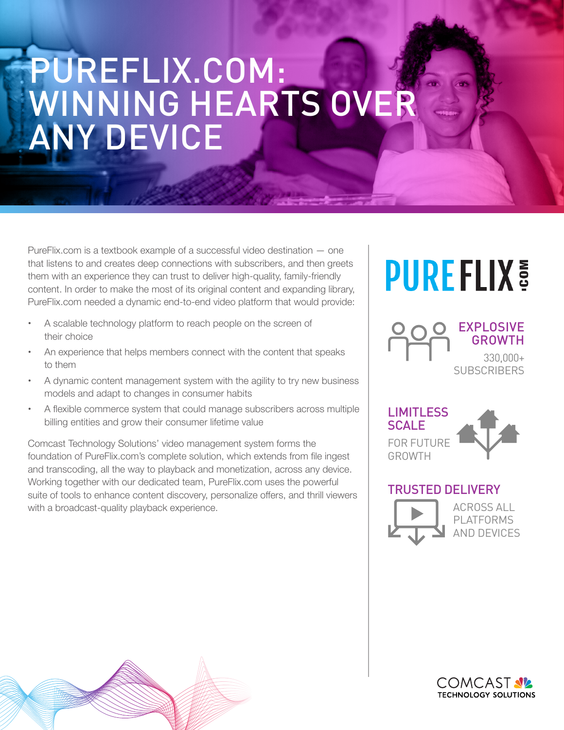# PUREFLIX.COM: WINNING HEARTS OVER ANY DEVICE

PureFlix.com is a textbook example of a successful video destination — one that listens to and creates deep connections with subscribers, and then greets them with an experience they can trust to deliver high-quality, family-friendly content. In order to make the most of its original content and expanding library, PureFlix.com needed a dynamic end-to-end video platform that would provide:

- A scalable technology platform to reach people on the screen of their choice
- An experience that helps members connect with the content that speaks to them
- A dynamic content management system with the agility to try new business models and adapt to changes in consumer habits
- A flexible commerce system that could manage subscribers across multiple billing entities and grow their consumer lifetime value

Comcast Technology Solutions' video management system forms the foundation of PureFlix.com's complete solution, which extends from file ingest and transcoding, all the way to playback and monetization, across any device. Working together with our dedicated team, PureFlix.com uses the powerful suite of tools to enhance content discovery, personalize offers, and thrill viewers with a broadcast-quality playback experience.

PURE FLIX .COM

**EXPLOSIVE GROWTH**
330,000+ SUBSCRIBERS

**LIMITLESS SCALE**
FOR FUTURE GROWTH

**TRUSTED DELIVERY**
ACROSS ALL PLATFORMS AND DEVICES

COMCAST TECHNOLOGY SOLUTIONS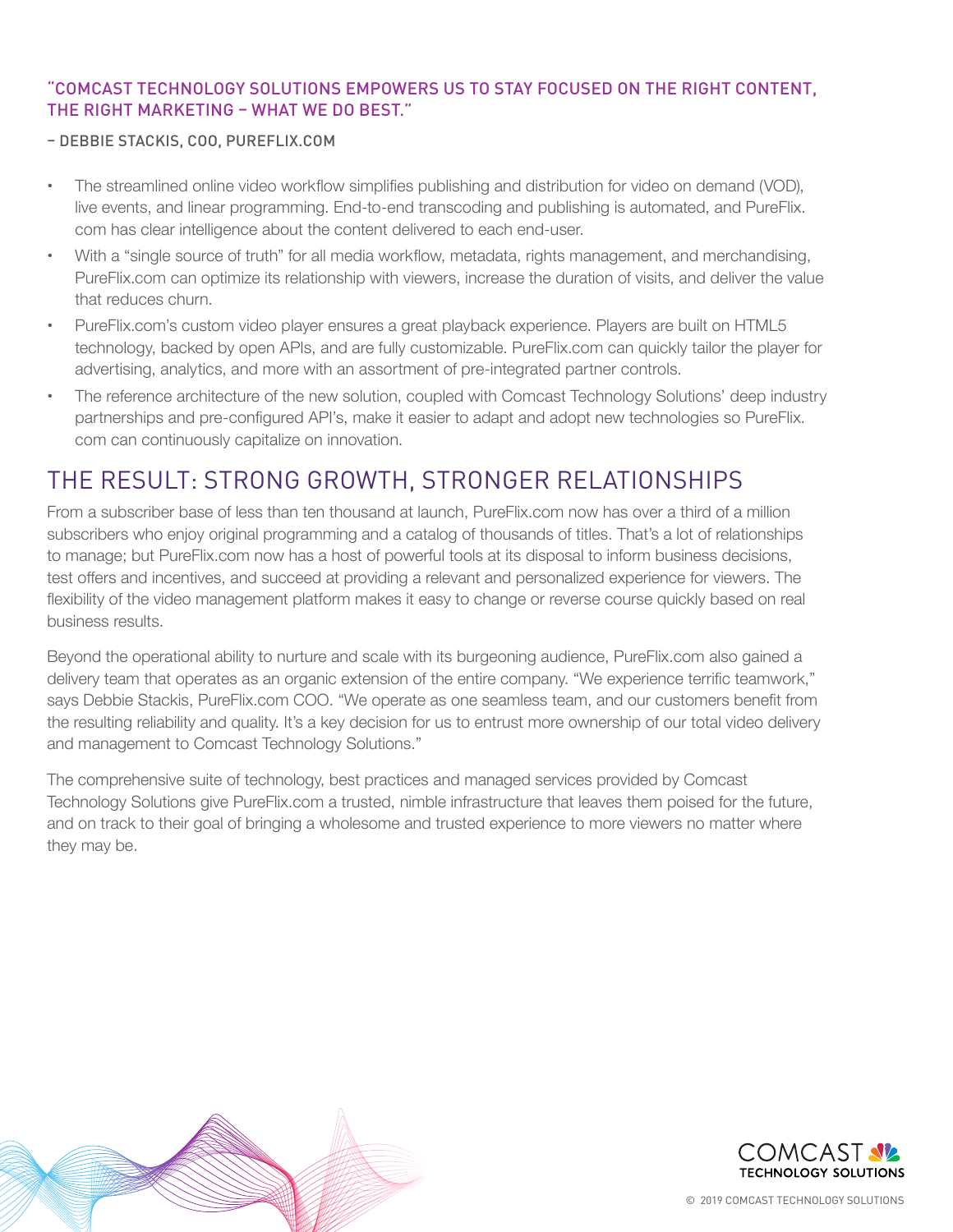"COMCAST TECHNOLOGY SOLUTIONS EMPOWERS US TO STAY FOCUSED ON THE RIGHT CONTENT, THE RIGHT MARKETING – WHAT WE DO BEST."

– DEBBIE STACKIS, COO, PUREFLIX.COM

- The streamlined online video workflow simplifies publishing and distribution for video on demand (VOD), live events, and linear programming. End-to-end transcoding and publishing is automated, and PureFlix.com has clear intelligence about the content delivered to each end-user.
- With a "single source of truth" for all media workflow, metadata, rights management, and merchandising, PureFlix.com can optimize its relationship with viewers, increase the duration of visits, and deliver the value that reduces churn.
- PureFlix.com's custom video player ensures a great playback experience. Players are built on HTML5 technology, backed by open APIs, and are fully customizable. PureFlix.com can quickly tailor the player for advertising, analytics, and more with an assortment of pre-integrated partner controls.
- The reference architecture of the new solution, coupled with Comcast Technology Solutions' deep industry partnerships and pre-configured API's, make it easier to adapt and adopt new technologies so PureFlix.com can continuously capitalize on innovation.

## THE RESULT: STRONG GROWTH, STRONGER RELATIONSHIPS

From a subscriber base of less than ten thousand at launch, PureFlix.com now has over a third of a million subscribers who enjoy original programming and a catalog of thousands of titles. That's a lot of relationships to manage; but PureFlix.com now has a host of powerful tools at its disposal to inform business decisions, test offers and incentives, and succeed at providing a relevant and personalized experience for viewers. The flexibility of the video management platform makes it easy to change or reverse course quickly based on real business results.

Beyond the operational ability to nurture and scale with its burgeoning audience, PureFlix.com also gained a delivery team that operates as an organic extension of the entire company. "We experience terrific teamwork," says Debbie Stackis, PureFlix.com COO. "We operate as one seamless team, and our customers benefit from the resulting reliability and quality. It's a key decision for us to entrust more ownership of our total video delivery and management to Comcast Technology Solutions."

The comprehensive suite of technology, best practices and managed services provided by Comcast Technology Solutions give PureFlix.com a trusted, nimble infrastructure that leaves them poised for the future, and on track to their goal of bringing a wholesome and trusted experience to more viewers no matter where they may be.

COMCAST TECHNOLOGY SOLUTIONS

© 2019 COMCAST TECHNOLOGY SOLUTIONS